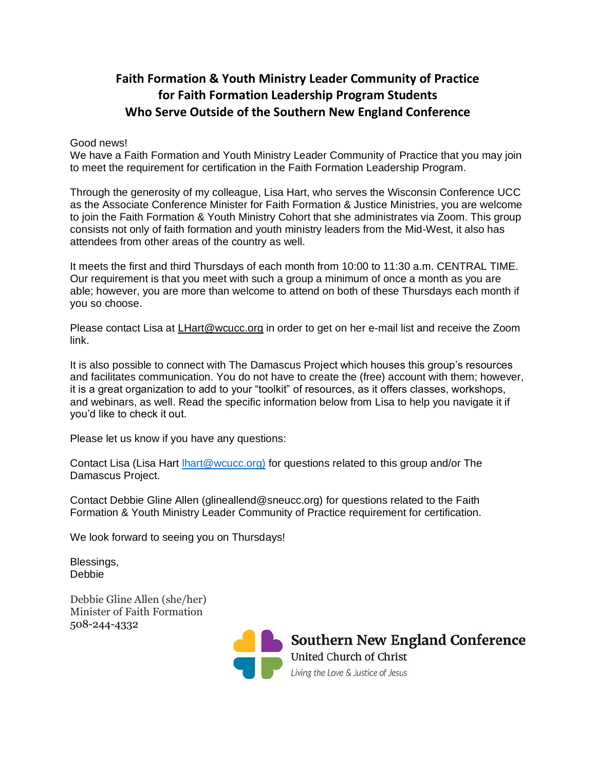# Faith Formation & Youth Ministry Leader Community of Practice for Faith Formation Leadership Program Students Who Serve Outside of the Southern New England Conference

Good news!
We have a Faith Formation and Youth Ministry Leader Community of Practice that you may join to meet the requirement for certification in the Faith Formation Leadership Program.

Through the generosity of my colleague, Lisa Hart, who serves the Wisconsin Conference UCC as the Associate Conference Minister for Faith Formation & Justice Ministries, you are welcome to join the Faith Formation & Youth Ministry Cohort that she administrates via Zoom. This group consists not only of faith formation and youth ministry leaders from the Mid-West, it also has attendees from other areas of the country as well.

It meets the first and third Thursdays of each month from 10:00 to 11:30 a.m. CENTRAL TIME. Our requirement is that you meet with such a group a minimum of once a month as you are able; however, you are more than welcome to attend on both of these Thursdays each month if you so choose.

Please contact Lisa at LHart@wcucc.org in order to get on her e-mail list and receive the Zoom link.

It is also possible to connect with The Damascus Project which houses this group's resources and facilitates communication. You do not have to create the (free) account with them; however, it is a great organization to add to your "toolkit" of resources, as it offers classes, workshops, and webinars, as well. Read the specific information below from Lisa to help you navigate it if you'd like to check it out.

Please let us know if you have any questions:

Contact Lisa (Lisa Hart lhart@wcucc.org) for questions related to this group and/or The Damascus Project.

Contact Debbie Gline Allen (glineallend@sneucc.org) for questions related to the Faith Formation & Youth Ministry Leader Community of Practice requirement for certification.

We look forward to seeing you on Thursdays!

Blessings,
Debbie

Debbie Gline Allen (she/her)
Minister of Faith Formation
508-244-4332

Southern New England Conference
United Church of Christ
*Living the Love & Justice of Jesus*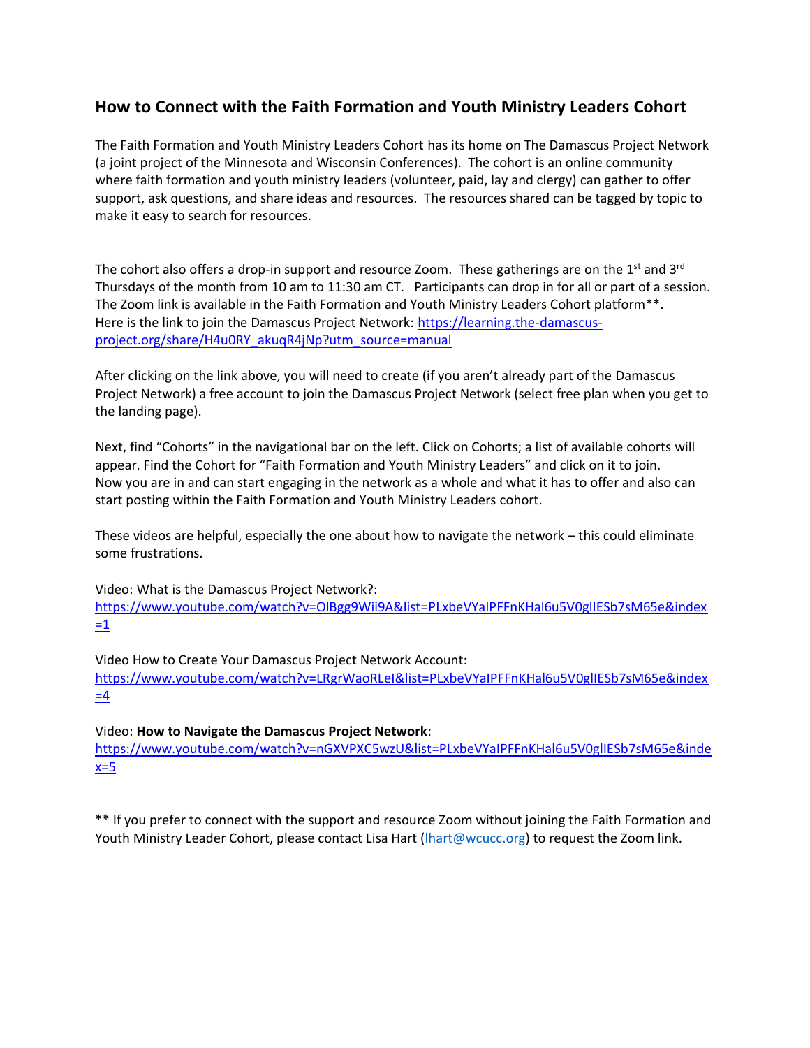## How to Connect with the Faith Formation and Youth Ministry Leaders Cohort

The Faith Formation and Youth Ministry Leaders Cohort has its home on The Damascus Project Network (a joint project of the Minnesota and Wisconsin Conferences). The cohort is an online community where faith formation and youth ministry leaders (volunteer, paid, lay and clergy) can gather to offer support, ask questions, and share ideas and resources. The resources shared can be tagged by topic to make it easy to search for resources.

The cohort also offers a drop-in support and resource Zoom. These gatherings are on the 1st and 3rd Thursdays of the month from 10 am to 11:30 am CT. Participants can drop in for all or part of a session. The Zoom link is available in the Faith Formation and Youth Ministry Leaders Cohort platform**.
Here is the link to join the Damascus Project Network: https://learning.the-damascus-project.org/share/H4u0RY_akuqR4jNp?utm_source=manual

After clicking on the link above, you will need to create (if you aren't already part of the Damascus Project Network) a free account to join the Damascus Project Network (select free plan when you get to the landing page).

Next, find "Cohorts" in the navigational bar on the left. Click on Cohorts; a list of available cohorts will appear. Find the Cohort for "Faith Formation and Youth Ministry Leaders" and click on it to join.
Now you are in and can start engaging in the network as a whole and what it has to offer and also can start posting within the Faith Formation and Youth Ministry Leaders cohort.

These videos are helpful, especially the one about how to navigate the network – this could eliminate some frustrations.

Video: What is the Damascus Project Network?:
https://www.youtube.com/watch?v=OlBgg9Wii9A&list=PLxbeVYaIPFFnKHal6u5V0glIESb7sM65e&index=1

Video How to Create Your Damascus Project Network Account:
https://www.youtube.com/watch?v=LRgrWaoRLeI&list=PLxbeVYaIPFFnKHal6u5V0glIESb7sM65e&index=4

Video: **How to Navigate the Damascus Project Network**:
https://www.youtube.com/watch?v=nGXVPXC5wzU&list=PLxbeVYaIPFFnKHal6u5V0glIESb7sM65e&index=5

** If you prefer to connect with the support and resource Zoom without joining the Faith Formation and Youth Ministry Leader Cohort, please contact Lisa Hart (lhart@wcucc.org) to request the Zoom link.